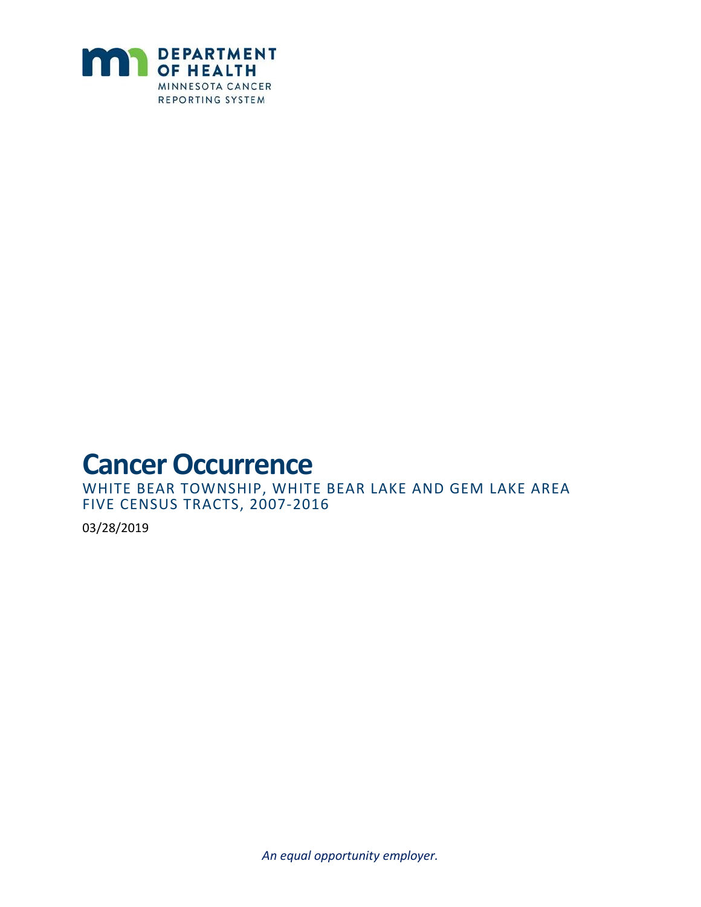DEPARTMENT OF HEALTH
MINNESOTA CANCER REPORTING SYSTEM

# Cancer Occurrence

WHITE BEAR TOWNSHIP, WHITE BEAR LAKE AND GEM LAKE AREA
FIVE CENSUS TRACTS, 2007-2016

03/28/2019

*An equal opportunity employer.*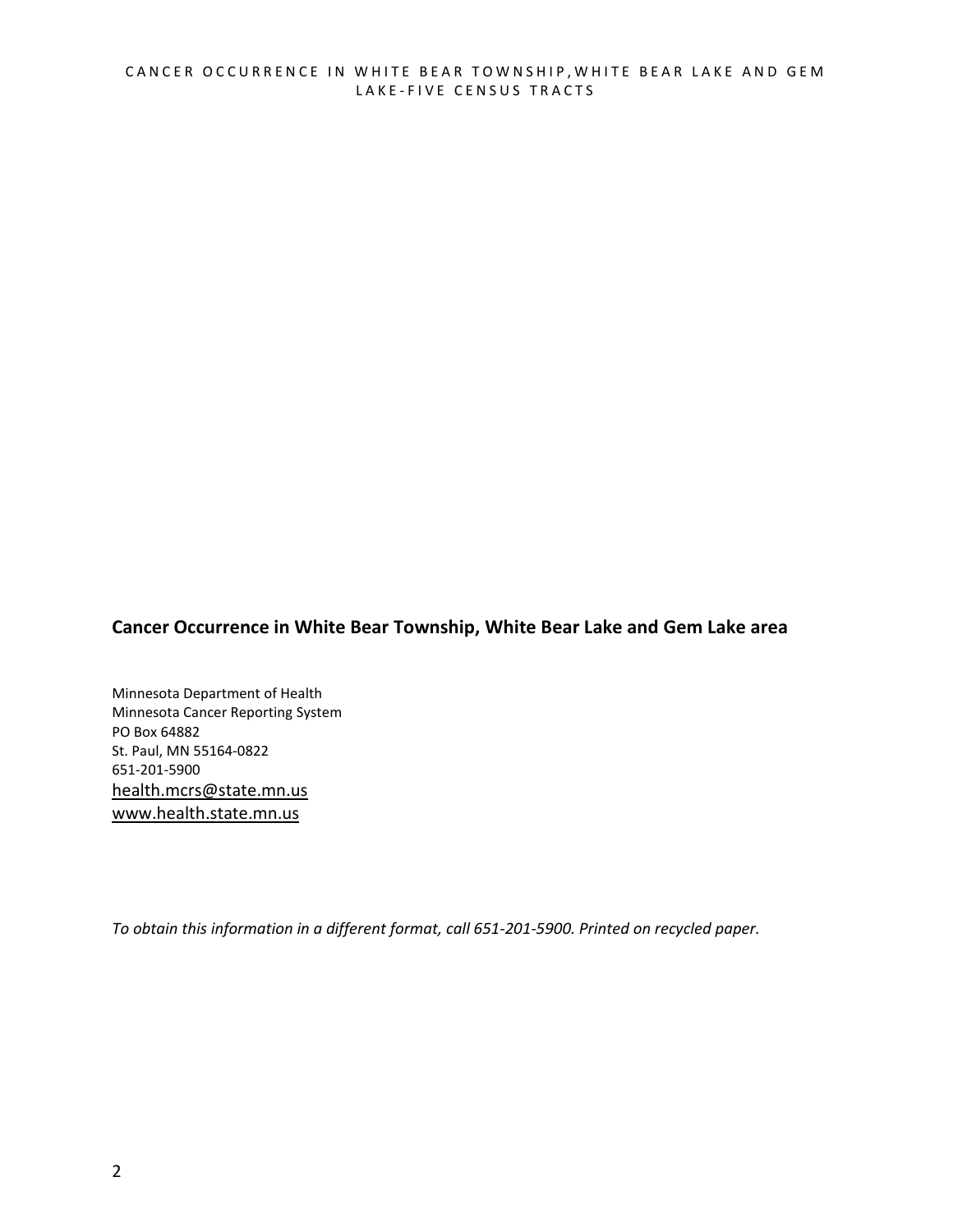**Cancer Occurrence in White Bear Township, White Bear Lake and Gem Lake area**

Minnesota Department of Health
Minnesota Cancer Reporting System
PO Box 64882
St. Paul, MN 55164-0822
651-201-5900
health.mcrs@state.mn.us
www.health.state.mn.us

*To obtain this information in a different format, call 651-201-5900. Printed on recycled paper.*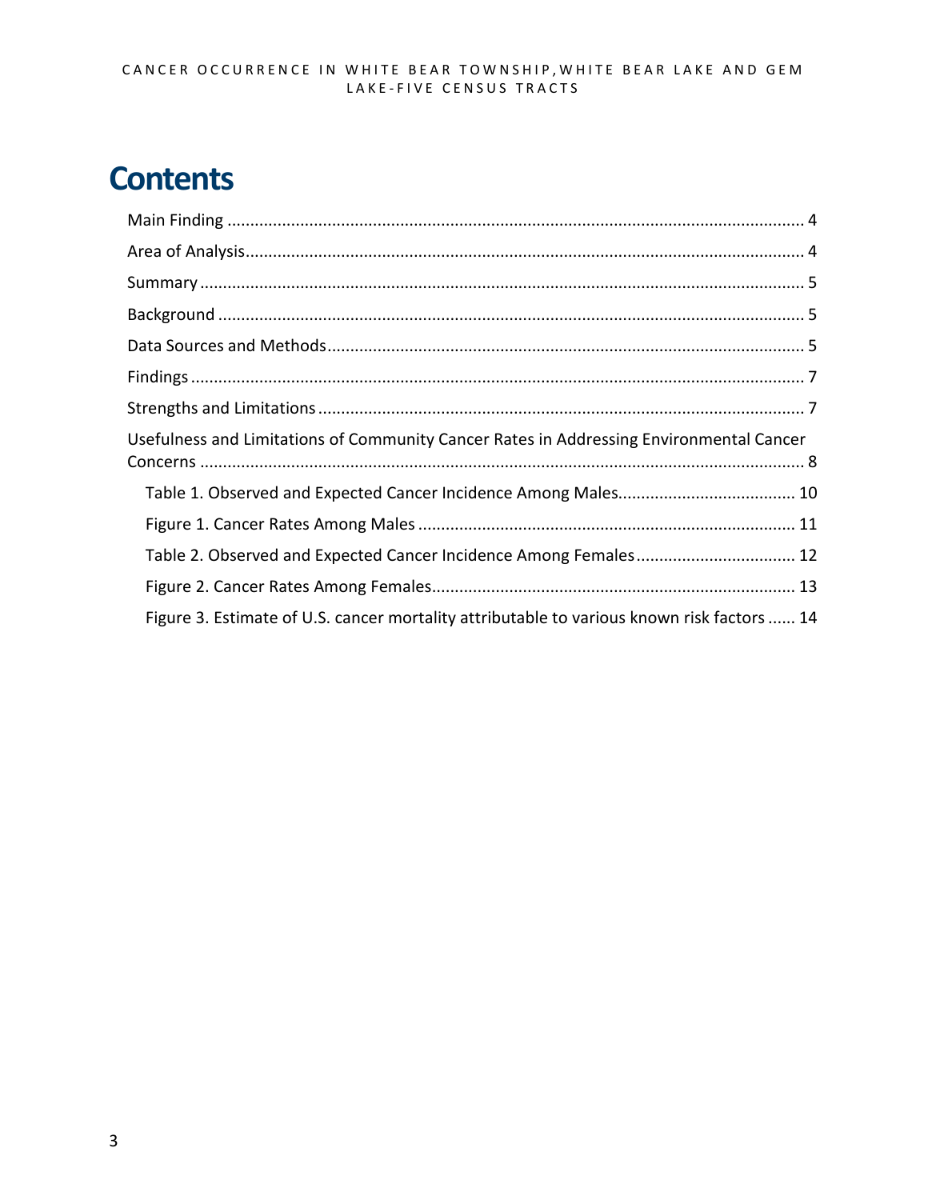# Contents

Main Finding .......................................................................................................................... 4

Area of Analysis...................................................................................................................... 4

Summary ................................................................................................................................. 5

Background ............................................................................................................................ 5

Data Sources and Methods..................................................................................................... 5

Findings ................................................................................................................................... 7

Strengths and Limitations ....................................................................................................... 7

Usefulness and Limitations of Community Cancer Rates in Addressing Environmental Cancer Concerns ................................................................................................................................. 8

- Table 1. Observed and Expected Cancer Incidence Among Males....................................... 10
- Figure 1. Cancer Rates Among Males .................................................................................. 11
- Table 2. Observed and Expected Cancer Incidence Among Females................................... 12
- Figure 2. Cancer Rates Among Females............................................................................... 13
- Figure 3. Estimate of U.S. cancer mortality attributable to various known risk factors ...... 14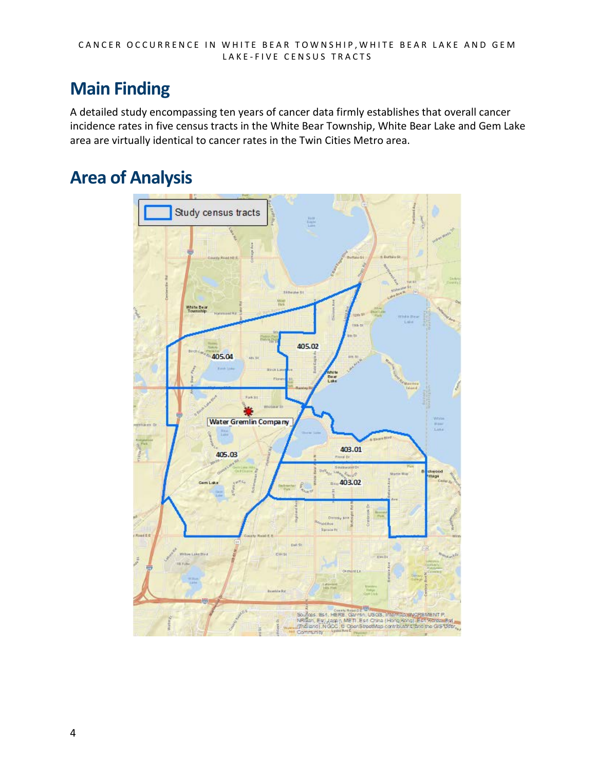## Main Finding

A detailed study encompassing ten years of cancer data firmly establishes that overall cancer incidence rates in five census tracts in the White Bear Township, White Bear Lake and Gem Lake area are virtually identical to cancer rates in the Twin Cities Metro area.

## Area of Analysis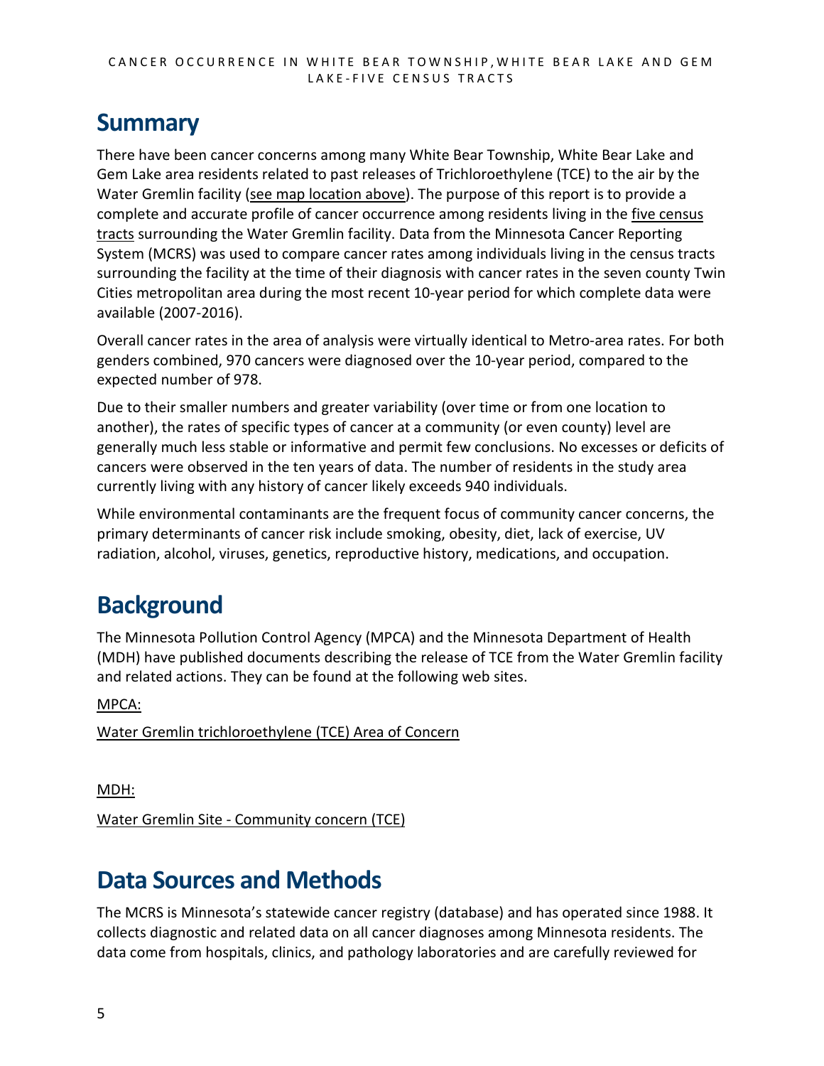## Summary

There have been cancer concerns among many White Bear Township, White Bear Lake and Gem Lake area residents related to past releases of Trichloroethylene (TCE) to the air by the Water Gremlin facility (see map location above). The purpose of this report is to provide a complete and accurate profile of cancer occurrence among residents living in the five census tracts surrounding the Water Gremlin facility. Data from the Minnesota Cancer Reporting System (MCRS) was used to compare cancer rates among individuals living in the census tracts surrounding the facility at the time of their diagnosis with cancer rates in the seven county Twin Cities metropolitan area during the most recent 10-year period for which complete data were available (2007-2016).

Overall cancer rates in the area of analysis were virtually identical to Metro-area rates. For both genders combined, 970 cancers were diagnosed over the 10-year period, compared to the expected number of 978.

Due to their smaller numbers and greater variability (over time or from one location to another), the rates of specific types of cancer at a community (or even county) level are generally much less stable or informative and permit few conclusions. No excesses or deficits of cancers were observed in the ten years of data. The number of residents in the study area currently living with any history of cancer likely exceeds 940 individuals.

While environmental contaminants are the frequent focus of community cancer concerns, the primary determinants of cancer risk include smoking, obesity, diet, lack of exercise, UV radiation, alcohol, viruses, genetics, reproductive history, medications, and occupation.

## Background

The Minnesota Pollution Control Agency (MPCA) and the Minnesota Department of Health (MDH) have published documents describing the release of TCE from the Water Gremlin facility and related actions. They can be found at the following web sites.

MPCA:

Water Gremlin trichloroethylene (TCE) Area of Concern

MDH:

Water Gremlin Site - Community concern (TCE)

## Data Sources and Methods

The MCRS is Minnesota's statewide cancer registry (database) and has operated since 1988. It collects diagnostic and related data on all cancer diagnoses among Minnesota residents. The data come from hospitals, clinics, and pathology laboratories and are carefully reviewed for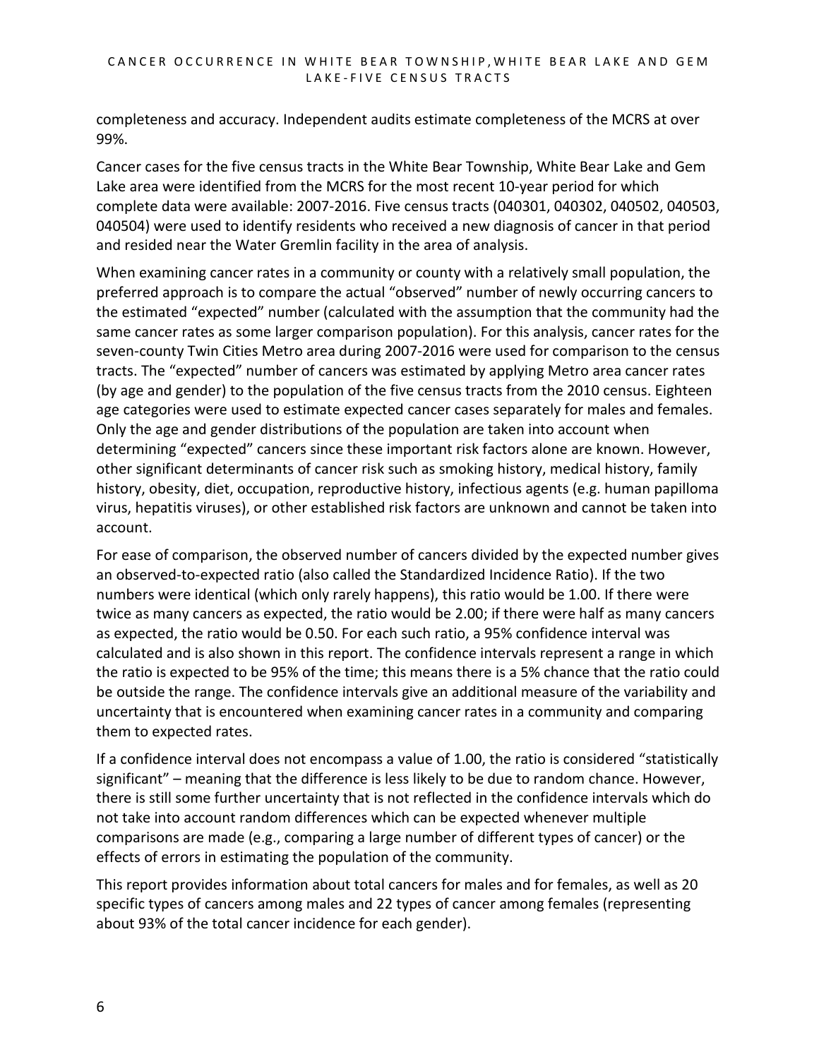completeness and accuracy. Independent audits estimate completeness of the MCRS at over 99%.

Cancer cases for the five census tracts in the White Bear Township, White Bear Lake and Gem Lake area were identified from the MCRS for the most recent 10-year period for which complete data were available: 2007-2016. Five census tracts (040301, 040302, 040502, 040503, 040504) were used to identify residents who received a new diagnosis of cancer in that period and resided near the Water Gremlin facility in the area of analysis.

When examining cancer rates in a community or county with a relatively small population, the preferred approach is to compare the actual "observed" number of newly occurring cancers to the estimated "expected" number (calculated with the assumption that the community had the same cancer rates as some larger comparison population). For this analysis, cancer rates for the seven-county Twin Cities Metro area during 2007-2016 were used for comparison to the census tracts. The "expected" number of cancers was estimated by applying Metro area cancer rates (by age and gender) to the population of the five census tracts from the 2010 census. Eighteen age categories were used to estimate expected cancer cases separately for males and females. Only the age and gender distributions of the population are taken into account when determining "expected" cancers since these important risk factors alone are known. However, other significant determinants of cancer risk such as smoking history, medical history, family history, obesity, diet, occupation, reproductive history, infectious agents (e.g. human papilloma virus, hepatitis viruses), or other established risk factors are unknown and cannot be taken into account.

For ease of comparison, the observed number of cancers divided by the expected number gives an observed-to-expected ratio (also called the Standardized Incidence Ratio). If the two numbers were identical (which only rarely happens), this ratio would be 1.00. If there were twice as many cancers as expected, the ratio would be 2.00; if there were half as many cancers as expected, the ratio would be 0.50. For each such ratio, a 95% confidence interval was calculated and is also shown in this report. The confidence intervals represent a range in which the ratio is expected to be 95% of the time; this means there is a 5% chance that the ratio could be outside the range. The confidence intervals give an additional measure of the variability and uncertainty that is encountered when examining cancer rates in a community and comparing them to expected rates.

If a confidence interval does not encompass a value of 1.00, the ratio is considered "statistically significant" – meaning that the difference is less likely to be due to random chance. However, there is still some further uncertainty that is not reflected in the confidence intervals which do not take into account random differences which can be expected whenever multiple comparisons are made (e.g., comparing a large number of different types of cancer) or the effects of errors in estimating the population of the community.

This report provides information about total cancers for males and for females, as well as 20 specific types of cancers among males and 22 types of cancer among females (representing about 93% of the total cancer incidence for each gender).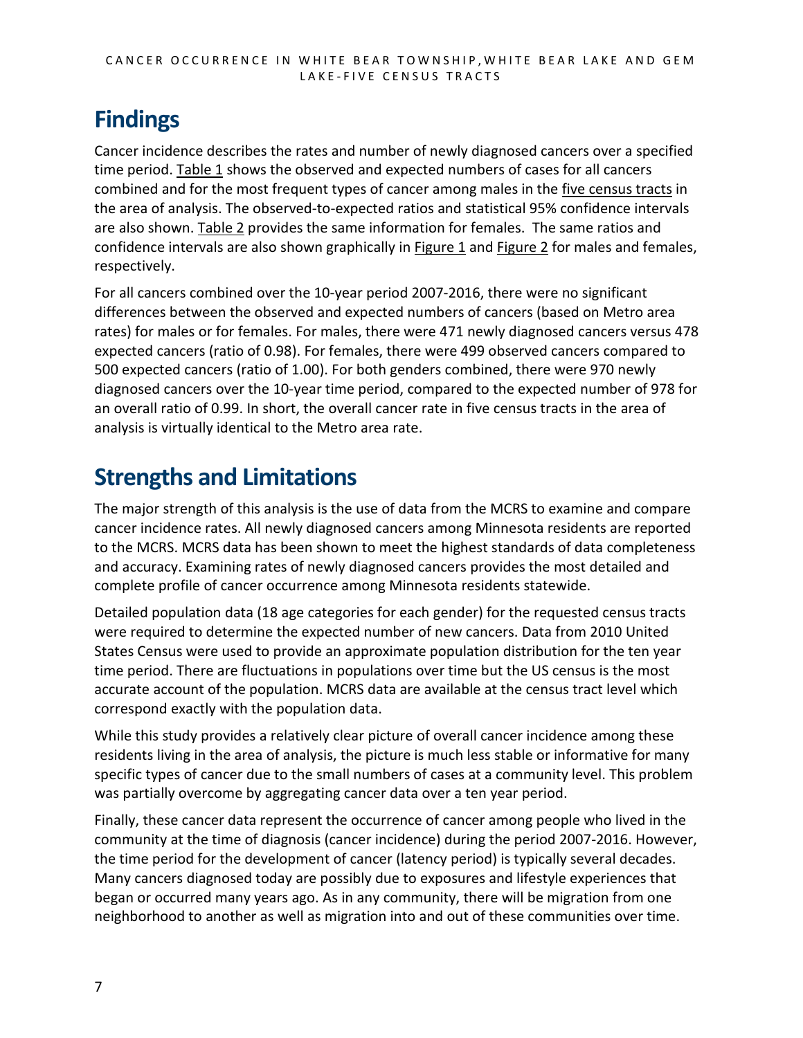## Findings

Cancer incidence describes the rates and number of newly diagnosed cancers over a specified time period. Table 1 shows the observed and expected numbers of cases for all cancers combined and for the most frequent types of cancer among males in the five census tracts in the area of analysis. The observed-to-expected ratios and statistical 95% confidence intervals are also shown. Table 2 provides the same information for females. The same ratios and confidence intervals are also shown graphically in Figure 1 and Figure 2 for males and females, respectively.

For all cancers combined over the 10-year period 2007-2016, there were no significant differences between the observed and expected numbers of cancers (based on Metro area rates) for males or for females. For males, there were 471 newly diagnosed cancers versus 478 expected cancers (ratio of 0.98). For females, there were 499 observed cancers compared to 500 expected cancers (ratio of 1.00). For both genders combined, there were 970 newly diagnosed cancers over the 10-year time period, compared to the expected number of 978 for an overall ratio of 0.99. In short, the overall cancer rate in five census tracts in the area of analysis is virtually identical to the Metro area rate.

## Strengths and Limitations

The major strength of this analysis is the use of data from the MCRS to examine and compare cancer incidence rates. All newly diagnosed cancers among Minnesota residents are reported to the MCRS. MCRS data has been shown to meet the highest standards of data completeness and accuracy. Examining rates of newly diagnosed cancers provides the most detailed and complete profile of cancer occurrence among Minnesota residents statewide.

Detailed population data (18 age categories for each gender) for the requested census tracts were required to determine the expected number of new cancers. Data from 2010 United States Census were used to provide an approximate population distribution for the ten year time period. There are fluctuations in populations over time but the US census is the most accurate account of the population. MCRS data are available at the census tract level which correspond exactly with the population data.

While this study provides a relatively clear picture of overall cancer incidence among these residents living in the area of analysis, the picture is much less stable or informative for many specific types of cancer due to the small numbers of cases at a community level. This problem was partially overcome by aggregating cancer data over a ten year period.

Finally, these cancer data represent the occurrence of cancer among people who lived in the community at the time of diagnosis (cancer incidence) during the period 2007-2016. However, the time period for the development of cancer (latency period) is typically several decades. Many cancers diagnosed today are possibly due to exposures and lifestyle experiences that began or occurred many years ago. As in any community, there will be migration from one neighborhood to another as well as migration into and out of these communities over time.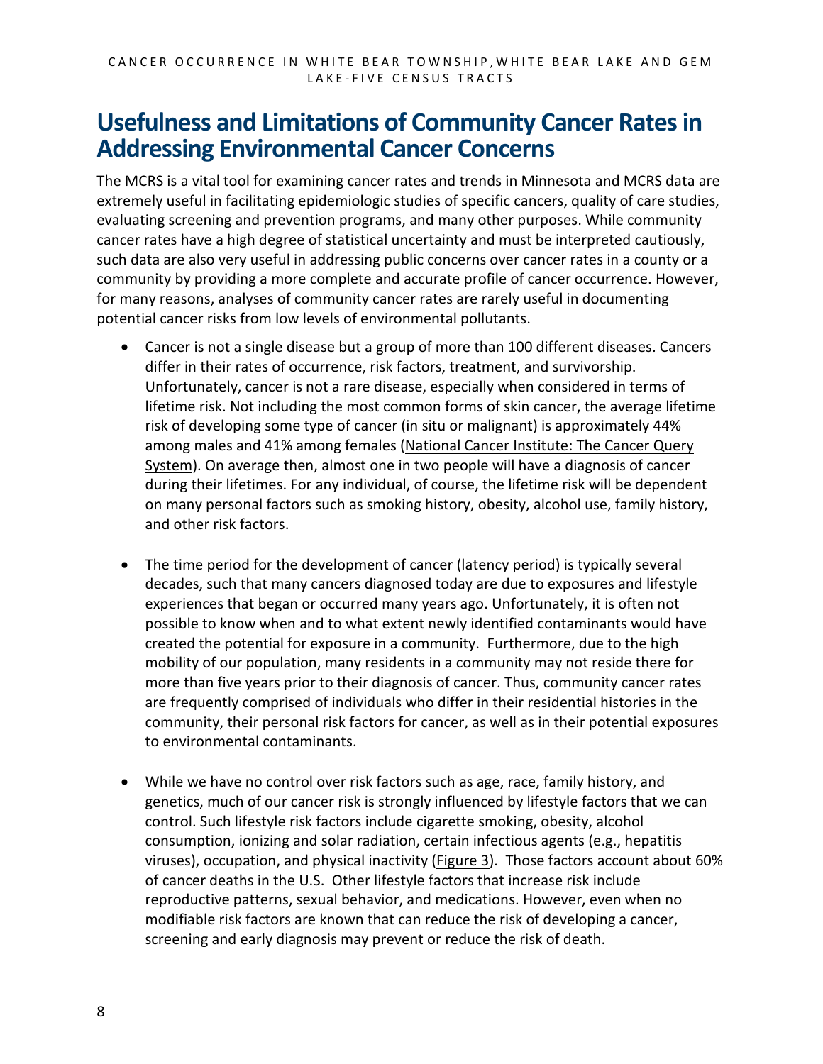# Usefulness and Limitations of Community Cancer Rates in Addressing Environmental Cancer Concerns

The MCRS is a vital tool for examining cancer rates and trends in Minnesota and MCRS data are extremely useful in facilitating epidemiologic studies of specific cancers, quality of care studies, evaluating screening and prevention programs, and many other purposes. While community cancer rates have a high degree of statistical uncertainty and must be interpreted cautiously, such data are also very useful in addressing public concerns over cancer rates in a county or a community by providing a more complete and accurate profile of cancer occurrence. However, for many reasons, analyses of community cancer rates are rarely useful in documenting potential cancer risks from low levels of environmental pollutants.

- Cancer is not a single disease but a group of more than 100 different diseases. Cancers differ in their rates of occurrence, risk factors, treatment, and survivorship. Unfortunately, cancer is not a rare disease, especially when considered in terms of lifetime risk. Not including the most common forms of skin cancer, the average lifetime risk of developing some type of cancer (in situ or malignant) is approximately 44% among males and 41% among females (National Cancer Institute: The Cancer Query System). On average then, almost one in two people will have a diagnosis of cancer during their lifetimes. For any individual, of course, the lifetime risk will be dependent on many personal factors such as smoking history, obesity, alcohol use, family history, and other risk factors.

- The time period for the development of cancer (latency period) is typically several decades, such that many cancers diagnosed today are due to exposures and lifestyle experiences that began or occurred many years ago. Unfortunately, it is often not possible to know when and to what extent newly identified contaminants would have created the potential for exposure in a community. Furthermore, due to the high mobility of our population, many residents in a community may not reside there for more than five years prior to their diagnosis of cancer. Thus, community cancer rates are frequently comprised of individuals who differ in their residential histories in the community, their personal risk factors for cancer, as well as in their potential exposures to environmental contaminants.

- While we have no control over risk factors such as age, race, family history, and genetics, much of our cancer risk is strongly influenced by lifestyle factors that we can control. Such lifestyle risk factors include cigarette smoking, obesity, alcohol consumption, ionizing and solar radiation, certain infectious agents (e.g., hepatitis viruses), occupation, and physical inactivity (Figure 3). Those factors account about 60% of cancer deaths in the U.S. Other lifestyle factors that increase risk include reproductive patterns, sexual behavior, and medications. However, even when no modifiable risk factors are known that can reduce the risk of developing a cancer, screening and early diagnosis may prevent or reduce the risk of death.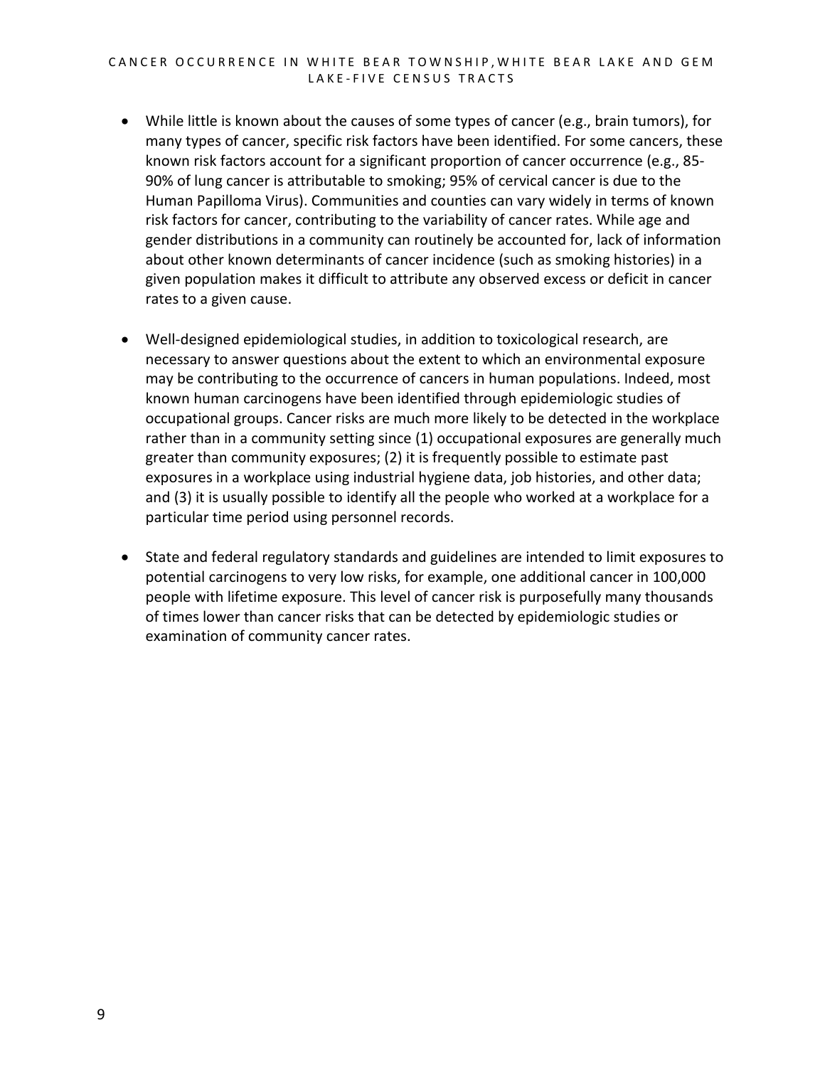- While little is known about the causes of some types of cancer (e.g., brain tumors), for many types of cancer, specific risk factors have been identified. For some cancers, these known risk factors account for a significant proportion of cancer occurrence (e.g., 85-90% of lung cancer is attributable to smoking; 95% of cervical cancer is due to the Human Papilloma Virus). Communities and counties can vary widely in terms of known risk factors for cancer, contributing to the variability of cancer rates. While age and gender distributions in a community can routinely be accounted for, lack of information about other known determinants of cancer incidence (such as smoking histories) in a given population makes it difficult to attribute any observed excess or deficit in cancer rates to a given cause.

- Well-designed epidemiological studies, in addition to toxicological research, are necessary to answer questions about the extent to which an environmental exposure may be contributing to the occurrence of cancers in human populations. Indeed, most known human carcinogens have been identified through epidemiologic studies of occupational groups. Cancer risks are much more likely to be detected in the workplace rather than in a community setting since (1) occupational exposures are generally much greater than community exposures; (2) it is frequently possible to estimate past exposures in a workplace using industrial hygiene data, job histories, and other data; and (3) it is usually possible to identify all the people who worked at a workplace for a particular time period using personnel records.

- State and federal regulatory standards and guidelines are intended to limit exposures to potential carcinogens to very low risks, for example, one additional cancer in 100,000 people with lifetime exposure. This level of cancer risk is purposefully many thousands of times lower than cancer risks that can be detected by epidemiologic studies or examination of community cancer rates.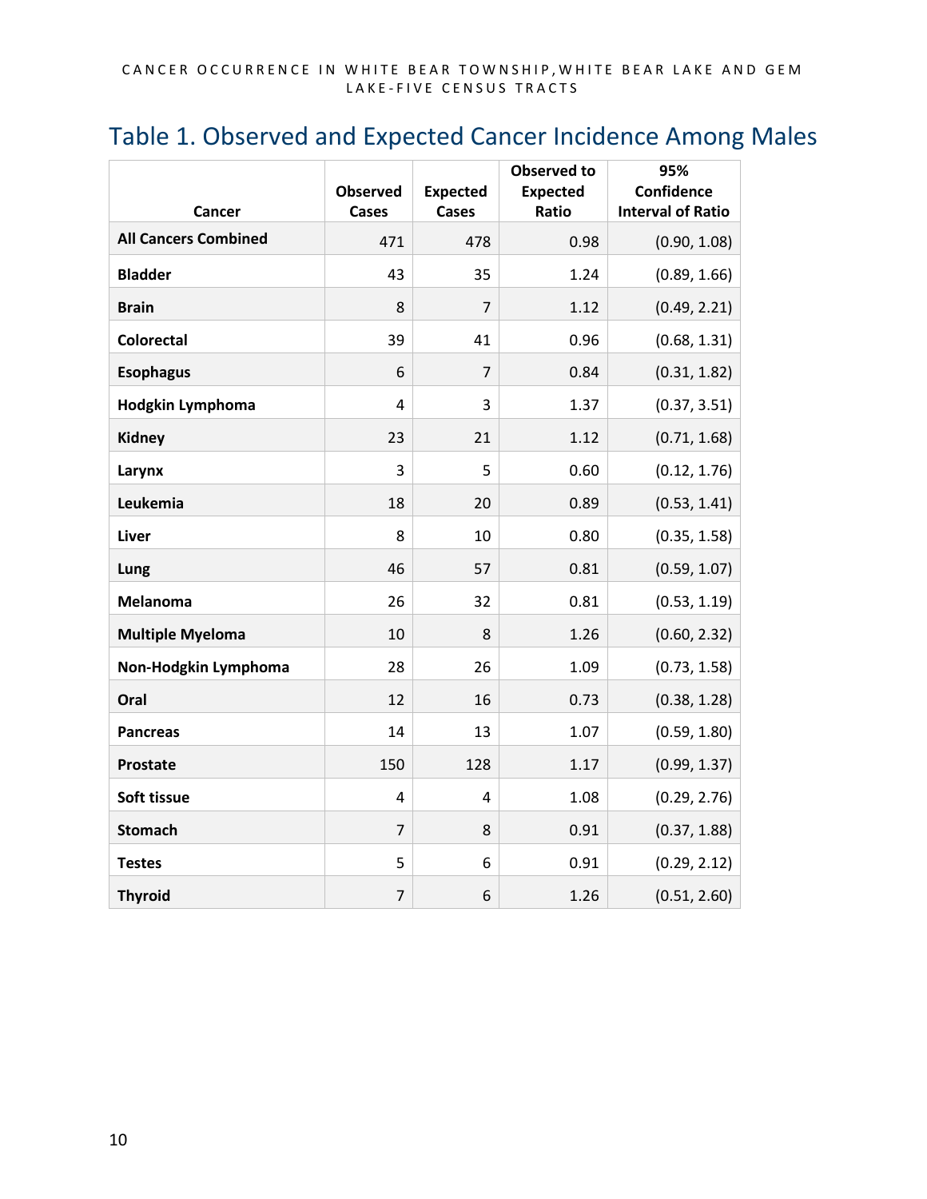## Table 1. Observed and Expected Cancer Incidence Among Males

| Cancer | Observed Cases | Expected Cases | Observed to Expected Ratio | 95% Confidence Interval of Ratio |
|---|---|---|---|---|
| **All Cancers Combined** | 471 | 478 | 0.98 | (0.90, 1.08) |
| **Bladder** | 43 | 35 | 1.24 | (0.89, 1.66) |
| **Brain** | 8 | 7 | 1.12 | (0.49, 2.21) |
| **Colorectal** | 39 | 41 | 0.96 | (0.68, 1.31) |
| **Esophagus** | 6 | 7 | 0.84 | (0.31, 1.82) |
| **Hodgkin Lymphoma** | 4 | 3 | 1.37 | (0.37, 3.51) |
| **Kidney** | 23 | 21 | 1.12 | (0.71, 1.68) |
| **Larynx** | 3 | 5 | 0.60 | (0.12, 1.76) |
| **Leukemia** | 18 | 20 | 0.89 | (0.53, 1.41) |
| **Liver** | 8 | 10 | 0.80 | (0.35, 1.58) |
| **Lung** | 46 | 57 | 0.81 | (0.59, 1.07) |
| **Melanoma** | 26 | 32 | 0.81 | (0.53, 1.19) |
| **Multiple Myeloma** | 10 | 8 | 1.26 | (0.60, 2.32) |
| **Non-Hodgkin Lymphoma** | 28 | 26 | 1.09 | (0.73, 1.58) |
| **Oral** | 12 | 16 | 0.73 | (0.38, 1.28) |
| **Pancreas** | 14 | 13 | 1.07 | (0.59, 1.80) |
| **Prostate** | 150 | 128 | 1.17 | (0.99, 1.37) |
| **Soft tissue** | 4 | 4 | 1.08 | (0.29, 2.76) |
| **Stomach** | 7 | 8 | 0.91 | (0.37, 1.88) |
| **Testes** | 5 | 6 | 0.91 | (0.29, 2.12) |
| **Thyroid** | 7 | 6 | 1.26 | (0.51, 2.60) |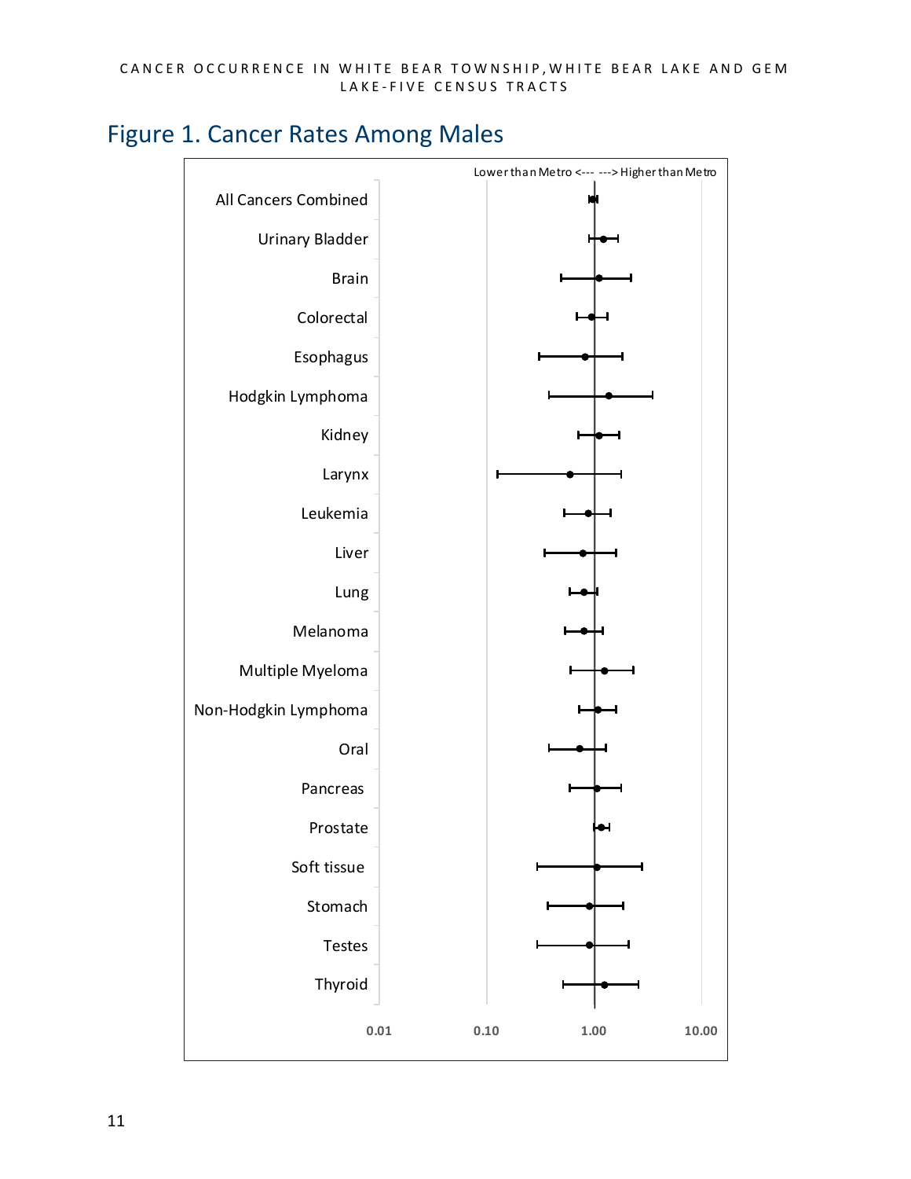## Figure 1. Cancer Rates Among Males

Lower than Metro <--- ---> Higher than Metro

All Cancers Combined

Urinary Bladder

Brain

Colorectal

Esophagus

Hodgkin Lymphoma

Kidney

Larynx

Leukemia

Liver

Lung

Melanoma

Multiple Myeloma

Non-Hodgkin Lymphoma

Oral

Pancreas

Prostate

Soft tissue

Stomach

Testes

Thyroid

0.01 0.10 1.00 10.00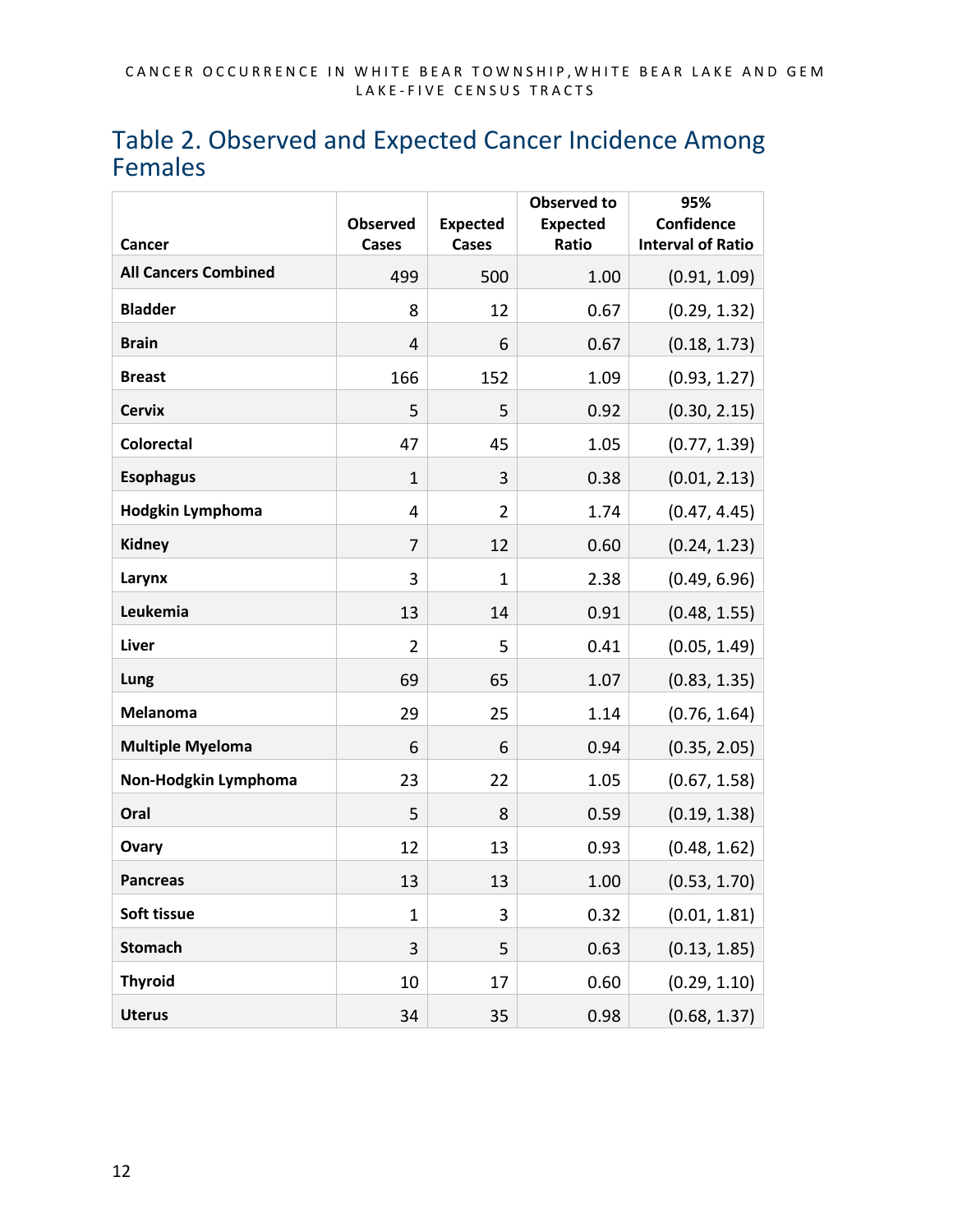## Table 2. Observed and Expected Cancer Incidence Among Females

| Cancer | Observed Cases | Expected Cases | Observed to Expected Ratio | 95% Confidence Interval of Ratio |
|---|---|---|---|---|
| **All Cancers Combined** | 499 | 500 | 1.00 | (0.91, 1.09) |
| **Bladder** | 8 | 12 | 0.67 | (0.29, 1.32) |
| **Brain** | 4 | 6 | 0.67 | (0.18, 1.73) |
| **Breast** | 166 | 152 | 1.09 | (0.93, 1.27) |
| **Cervix** | 5 | 5 | 0.92 | (0.30, 2.15) |
| **Colorectal** | 47 | 45 | 1.05 | (0.77, 1.39) |
| **Esophagus** | 1 | 3 | 0.38 | (0.01, 2.13) |
| **Hodgkin Lymphoma** | 4 | 2 | 1.74 | (0.47, 4.45) |
| **Kidney** | 7 | 12 | 0.60 | (0.24, 1.23) |
| **Larynx** | 3 | 1 | 2.38 | (0.49, 6.96) |
| **Leukemia** | 13 | 14 | 0.91 | (0.48, 1.55) |
| **Liver** | 2 | 5 | 0.41 | (0.05, 1.49) |
| **Lung** | 69 | 65 | 1.07 | (0.83, 1.35) |
| **Melanoma** | 29 | 25 | 1.14 | (0.76, 1.64) |
| **Multiple Myeloma** | 6 | 6 | 0.94 | (0.35, 2.05) |
| **Non-Hodgkin Lymphoma** | 23 | 22 | 1.05 | (0.67, 1.58) |
| **Oral** | 5 | 8 | 0.59 | (0.19, 1.38) |
| **Ovary** | 12 | 13 | 0.93 | (0.48, 1.62) |
| **Pancreas** | 13 | 13 | 1.00 | (0.53, 1.70) |
| **Soft tissue** | 1 | 3 | 0.32 | (0.01, 1.81) |
| **Stomach** | 3 | 5 | 0.63 | (0.13, 1.85) |
| **Thyroid** | 10 | 17 | 0.60 | (0.29, 1.10) |
| **Uterus** | 34 | 35 | 0.98 | (0.68, 1.37) |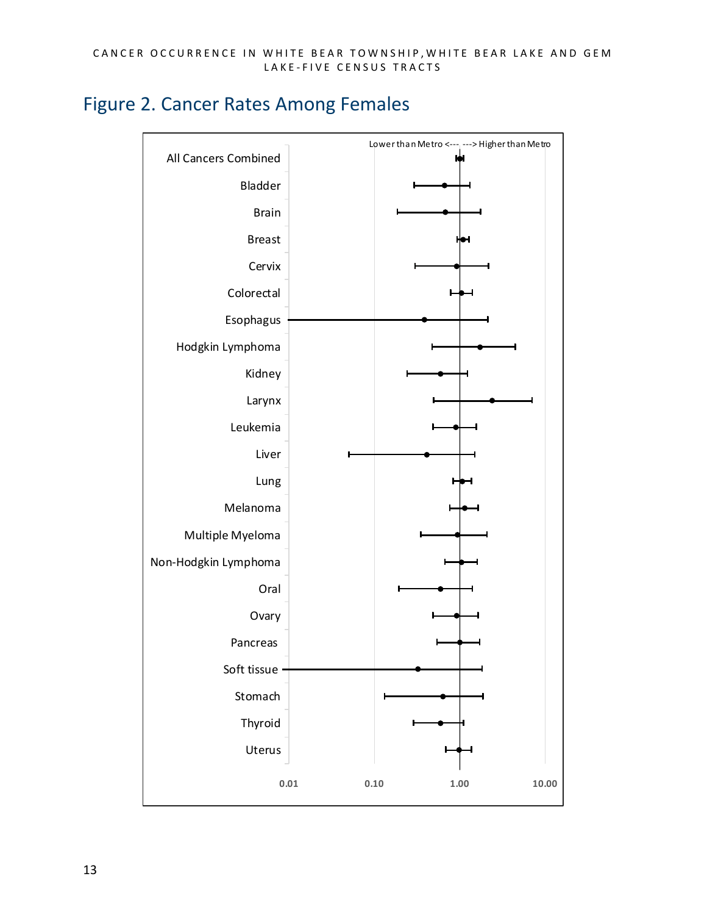## Figure 2. Cancer Rates Among Females

Lower than Metro <--- ---> Higher than Metro

All Cancers Combined

Bladder

Brain

Breast

Cervix

Colorectal

Esophagus

Hodgkin Lymphoma

Kidney

Larynx

Leukemia

Liver

Lung

Melanoma

Multiple Myeloma

Non-Hodgkin Lymphoma

Oral

Ovary

Pancreas

Soft tissue

Stomach

Thyroid

Uterus

0.01 0.10 1.00 10.00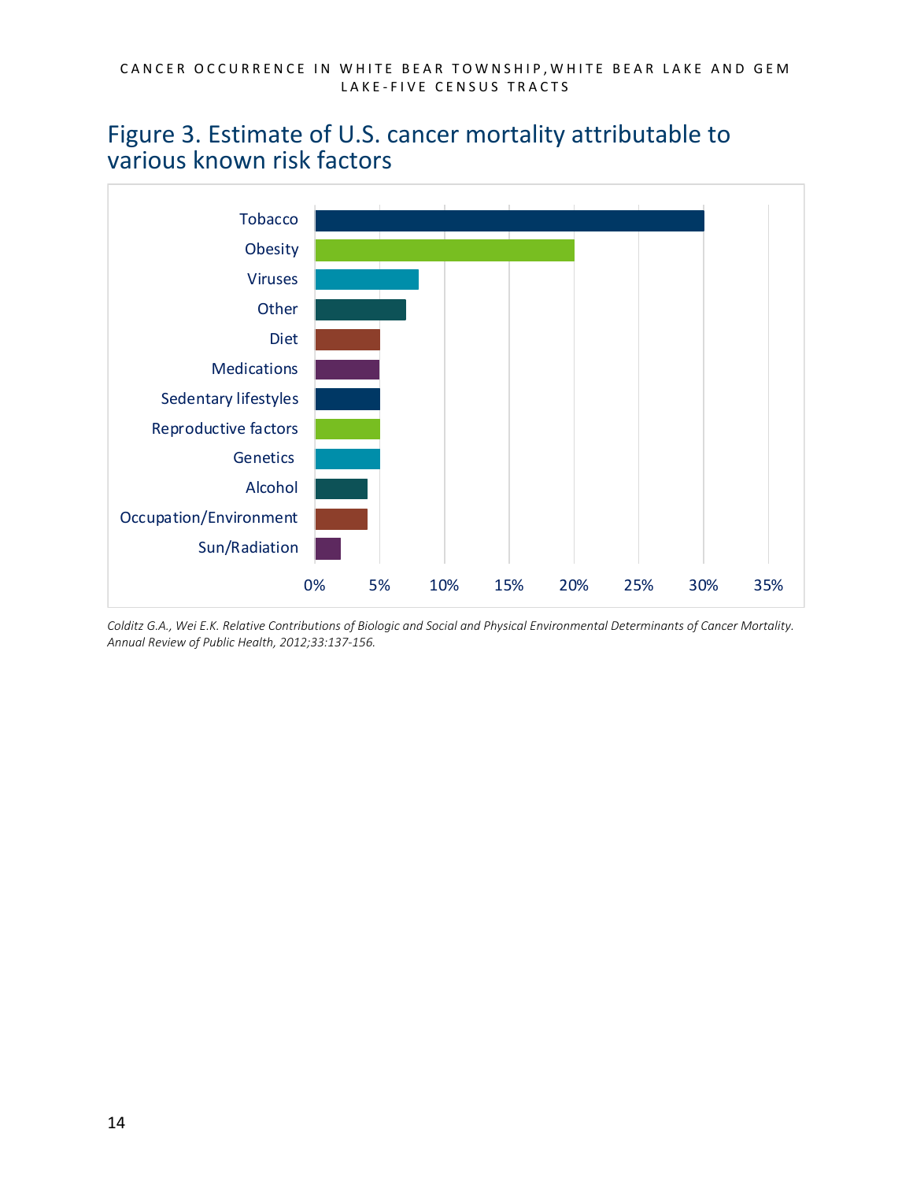## Figure 3. Estimate of U.S. cancer mortality attributable to various known risk factors

Tobacco
Obesity
Viruses
Other
Diet
Medications
Sedentary lifestyles
Reproductive factors
Genetics
Alcohol
Occupation/Environment
Sun/Radiation

0% 5% 10% 15% 20% 25% 30% 35%

*Colditz G.A., Wei E.K. Relative Contributions of Biologic and Social and Physical Environmental Determinants of Cancer Mortality. Annual Review of Public Health, 2012;33:137-156.*